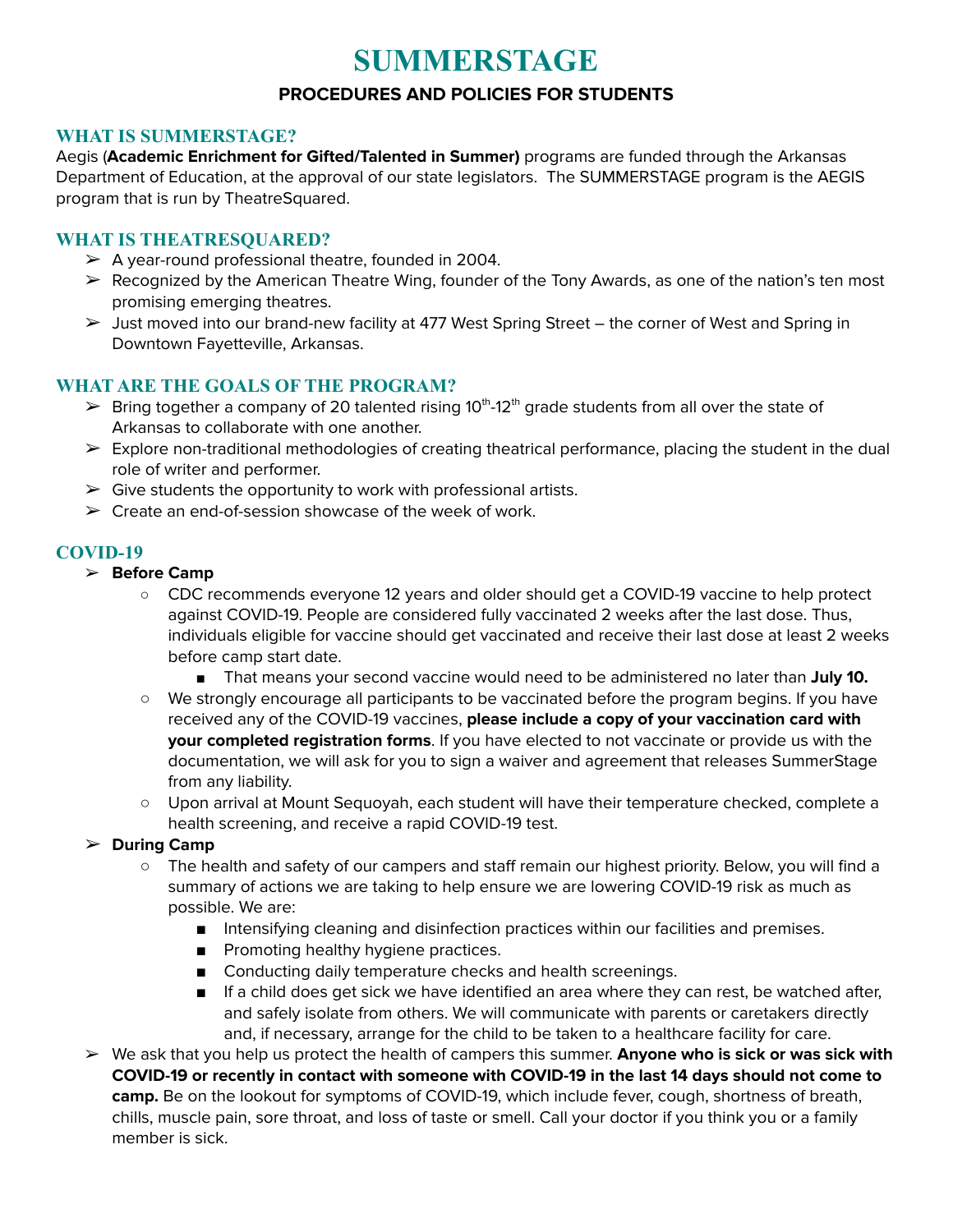# SUMMERSTAGE

## PROCEDURES AND POLICIES FOR STUDENTS

### WHAT IS SUMMERSTAGE?

Aegis (**Academic Enrichment for Gifted/Talented in Summer)** programs are funded through the Arkansas Department of Education, at the approval of our state legislators. The SUMMERSTAGE program is the AEGIS program that is run by TheatreSquared.

### WHAT IS THEATRESQUARED?

- A year-round professional theatre, founded in 2004.
- Recognized by the American Theatre Wing, founder of the Tony Awards, as one of the nation's ten most promising emerging theatres.
- Just moved into our brand-new facility at 477 West Spring Street – the corner of West and Spring in Downtown Fayetteville, Arkansas.

### WHAT ARE THE GOALS OF THE PROGRAM?

- Bring together a company of 20 talented rising 10th-12th grade students from all over the state of Arkansas to collaborate with one another.
- Explore non-traditional methodologies of creating theatrical performance, placing the student in the dual role of writer and performer.
- Give students the opportunity to work with professional artists.
- Create an end-of-session showcase of the week of work.

### COVID-19

- **Before Camp**
  - CDC recommends everyone 12 years and older should get a COVID-19 vaccine to help protect against COVID-19. People are considered fully vaccinated 2 weeks after the last dose. Thus, individuals eligible for vaccine should get vaccinated and receive their last dose at least 2 weeks before camp start date.
    - That means your second vaccine would need to be administered no later than **July 10.**
  - We strongly encourage all participants to be vaccinated before the program begins. If you have received any of the COVID-19 vaccines, **please include a copy of your vaccination card with your completed registration forms**. If you have elected to not vaccinate or provide us with the documentation, we will ask for you to sign a waiver and agreement that releases SummerStage from any liability.
  - Upon arrival at Mount Sequoyah, each student will have their temperature checked, complete a health screening, and receive a rapid COVID-19 test.
- **During Camp**
  - The health and safety of our campers and staff remain our highest priority. Below, you will find a summary of actions we are taking to help ensure we are lowering COVID-19 risk as much as possible. We are:
    - Intensifying cleaning and disinfection practices within our facilities and premises.
    - Promoting healthy hygiene practices.
    - Conducting daily temperature checks and health screenings.
    - If a child does get sick we have identified an area where they can rest, be watched after, and safely isolate from others. We will communicate with parents or caretakers directly and, if necessary, arrange for the child to be taken to a healthcare facility for care.
- We ask that you help us protect the health of campers this summer. **Anyone who is sick or was sick with COVID-19 or recently in contact with someone with COVID-19 in the last 14 days should not come to camp.** Be on the lookout for symptoms of COVID-19, which include fever, cough, shortness of breath, chills, muscle pain, sore throat, and loss of taste or smell. Call your doctor if you think you or a family member is sick.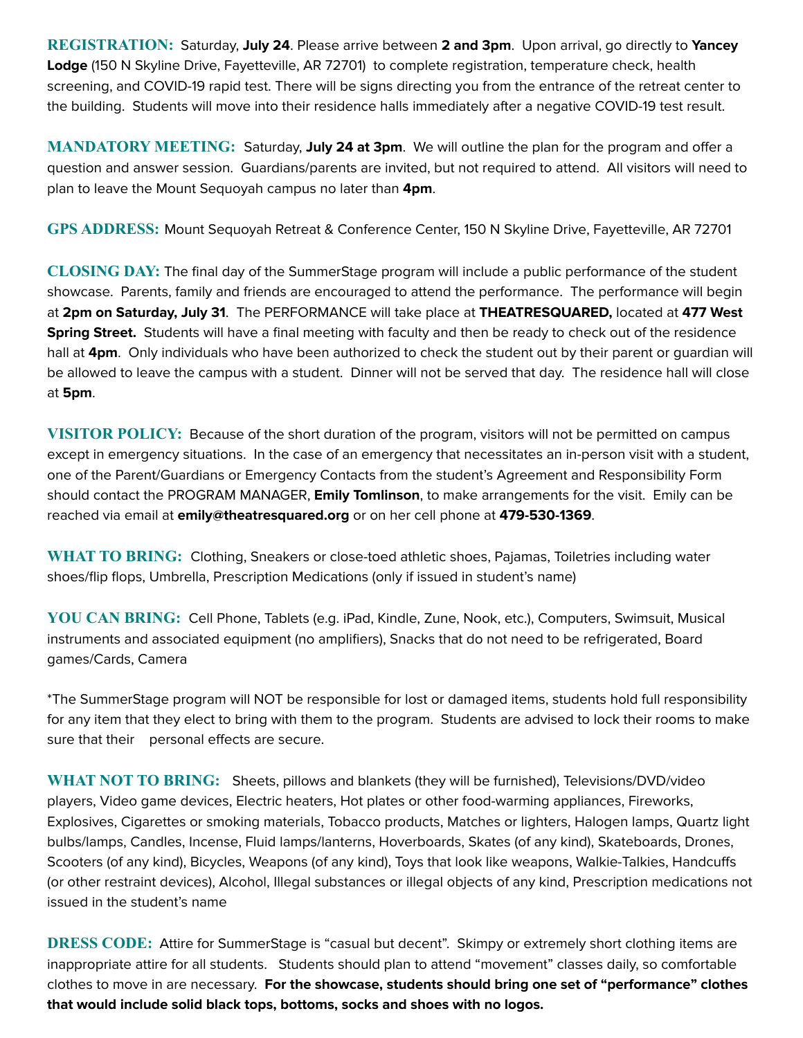**REGISTRATION:** Saturday, **July 24**. Please arrive between **2 and 3pm**. Upon arrival, go directly to **Yancey Lodge** (150 N Skyline Drive, Fayetteville, AR 72701) to complete registration, temperature check, health screening, and COVID-19 rapid test. There will be signs directing you from the entrance of the retreat center to the building. Students will move into their residence halls immediately after a negative COVID-19 test result.

**MANDATORY MEETING:** Saturday, **July 24 at 3pm**. We will outline the plan for the program and offer a question and answer session. Guardians/parents are invited, but not required to attend. All visitors will need to plan to leave the Mount Sequoyah campus no later than **4pm**.

**GPS ADDRESS:** Mount Sequoyah Retreat & Conference Center, 150 N Skyline Drive, Fayetteville, AR 72701

**CLOSING DAY:** The final day of the SummerStage program will include a public performance of the student showcase. Parents, family and friends are encouraged to attend the performance. The performance will begin at **2pm on Saturday, July 31**. The PERFORMANCE will take place at **THEATRESQUARED,** located at **477 West Spring Street.** Students will have a final meeting with faculty and then be ready to check out of the residence hall at **4pm**. Only individuals who have been authorized to check the student out by their parent or guardian will be allowed to leave the campus with a student. Dinner will not be served that day. The residence hall will close at **5pm**.

**VISITOR POLICY:** Because of the short duration of the program, visitors will not be permitted on campus except in emergency situations. In the case of an emergency that necessitates an in-person visit with a student, one of the Parent/Guardians or Emergency Contacts from the student's Agreement and Responsibility Form should contact the PROGRAM MANAGER, **Emily Tomlinson**, to make arrangements for the visit. Emily can be reached via email at **emily@theatresquared.org** or on her cell phone at **479-530-1369**.

**WHAT TO BRING:** Clothing, Sneakers or close-toed athletic shoes, Pajamas, Toiletries including water shoes/flip flops, Umbrella, Prescription Medications (only if issued in student's name)

**YOU CAN BRING:** Cell Phone, Tablets (e.g. iPad, Kindle, Zune, Nook, etc.), Computers, Swimsuit, Musical instruments and associated equipment (no amplifiers), Snacks that do not need to be refrigerated, Board games/Cards, Camera

*The SummerStage program will NOT be responsible for lost or damaged items, students hold full responsibility for any item that they elect to bring with them to the program. Students are advised to lock their rooms to make sure that their personal effects are secure.

**WHAT NOT TO BRING:** Sheets, pillows and blankets (they will be furnished), Televisions/DVD/video players, Video game devices, Electric heaters, Hot plates or other food-warming appliances, Fireworks, Explosives, Cigarettes or smoking materials, Tobacco products, Matches or lighters, Halogen lamps, Quartz light bulbs/lamps, Candles, Incense, Fluid lamps/lanterns, Hoverboards, Skates (of any kind), Skateboards, Drones, Scooters (of any kind), Bicycles, Weapons (of any kind), Toys that look like weapons, Walkie-Talkies, Handcuffs (or other restraint devices), Alcohol, Illegal substances or illegal objects of any kind, Prescription medications not issued in the student's name

**DRESS CODE:** Attire for SummerStage is "casual but decent". Skimpy or extremely short clothing items are inappropriate attire for all students. Students should plan to attend "movement" classes daily, so comfortable clothes to move in are necessary. **For the showcase, students should bring one set of "performance" clothes that would include solid black tops, bottoms, socks and shoes with no logos.**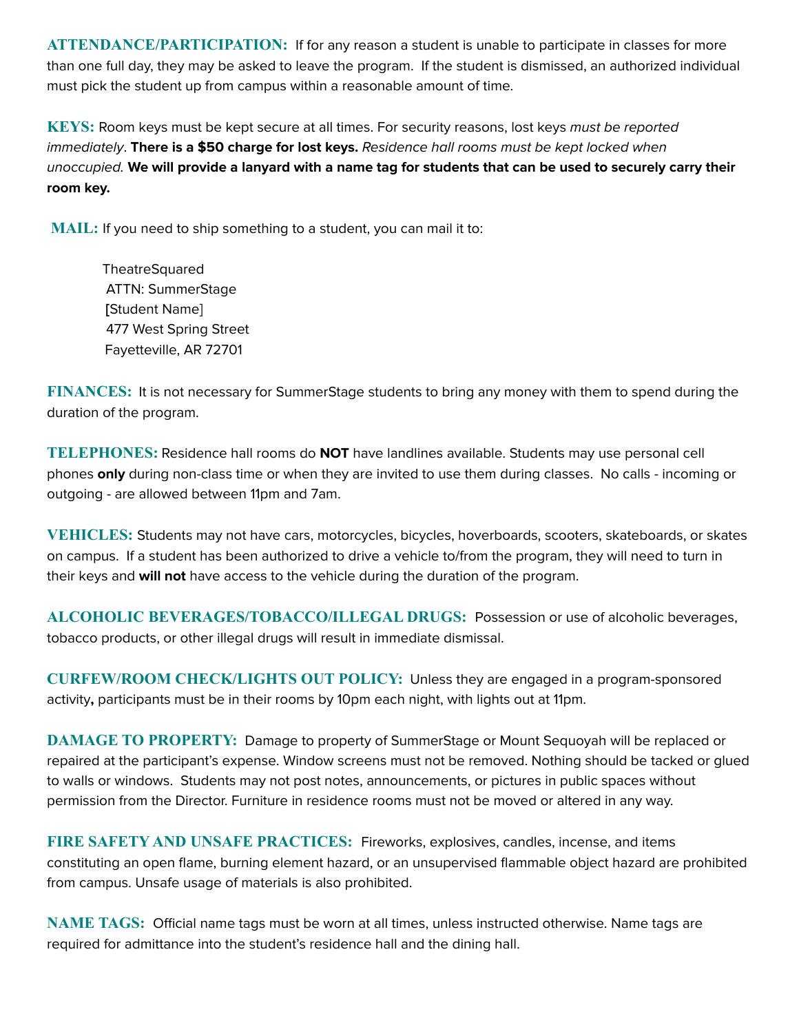**ATTENDANCE/PARTICIPATION:** If for any reason a student is unable to participate in classes for more than one full day, they may be asked to leave the program. If the student is dismissed, an authorized individual must pick the student up from campus within a reasonable amount of time.

**KEYS:** Room keys must be kept secure at all times. For security reasons, lost keys *must be reported immediately*. **There is a $50 charge for lost keys.** *Residence hall rooms must be kept locked when unoccupied.* **We will provide a lanyard with a name tag for students that can be used to securely carry their room key.**

**MAIL:** If you need to ship something to a student, you can mail it to:

TheatreSquared
ATTN: SummerStage
[Student Name]
477 West Spring Street
Fayetteville, AR 72701

**FINANCES:** It is not necessary for SummerStage students to bring any money with them to spend during the duration of the program.

**TELEPHONES:** Residence hall rooms do **NOT** have landlines available. Students may use personal cell phones **only** during non-class time or when they are invited to use them during classes. No calls - incoming or outgoing - are allowed between 11pm and 7am.

**VEHICLES:** Students may not have cars, motorcycles, bicycles, hoverboards, scooters, skateboards, or skates on campus. If a student has been authorized to drive a vehicle to/from the program, they will need to turn in their keys and **will not** have access to the vehicle during the duration of the program.

**ALCOHOLIC BEVERAGES/TOBACCO/ILLEGAL DRUGS:** Possession or use of alcoholic beverages, tobacco products, or other illegal drugs will result in immediate dismissal.

**CURFEW/ROOM CHECK/LIGHTS OUT POLICY:** Unless they are engaged in a program-sponsored activity**,** participants must be in their rooms by 10pm each night, with lights out at 11pm.

**DAMAGE TO PROPERTY:** Damage to property of SummerStage or Mount Sequoyah will be replaced or repaired at the participant's expense. Window screens must not be removed. Nothing should be tacked or glued to walls or windows. Students may not post notes, announcements, or pictures in public spaces without permission from the Director. Furniture in residence rooms must not be moved or altered in any way.

**FIRE SAFETY AND UNSAFE PRACTICES:** Fireworks, explosives, candles, incense, and items constituting an open flame, burning element hazard, or an unsupervised flammable object hazard are prohibited from campus. Unsafe usage of materials is also prohibited.

**NAME TAGS:** Official name tags must be worn at all times, unless instructed otherwise. Name tags are required for admittance into the student's residence hall and the dining hall.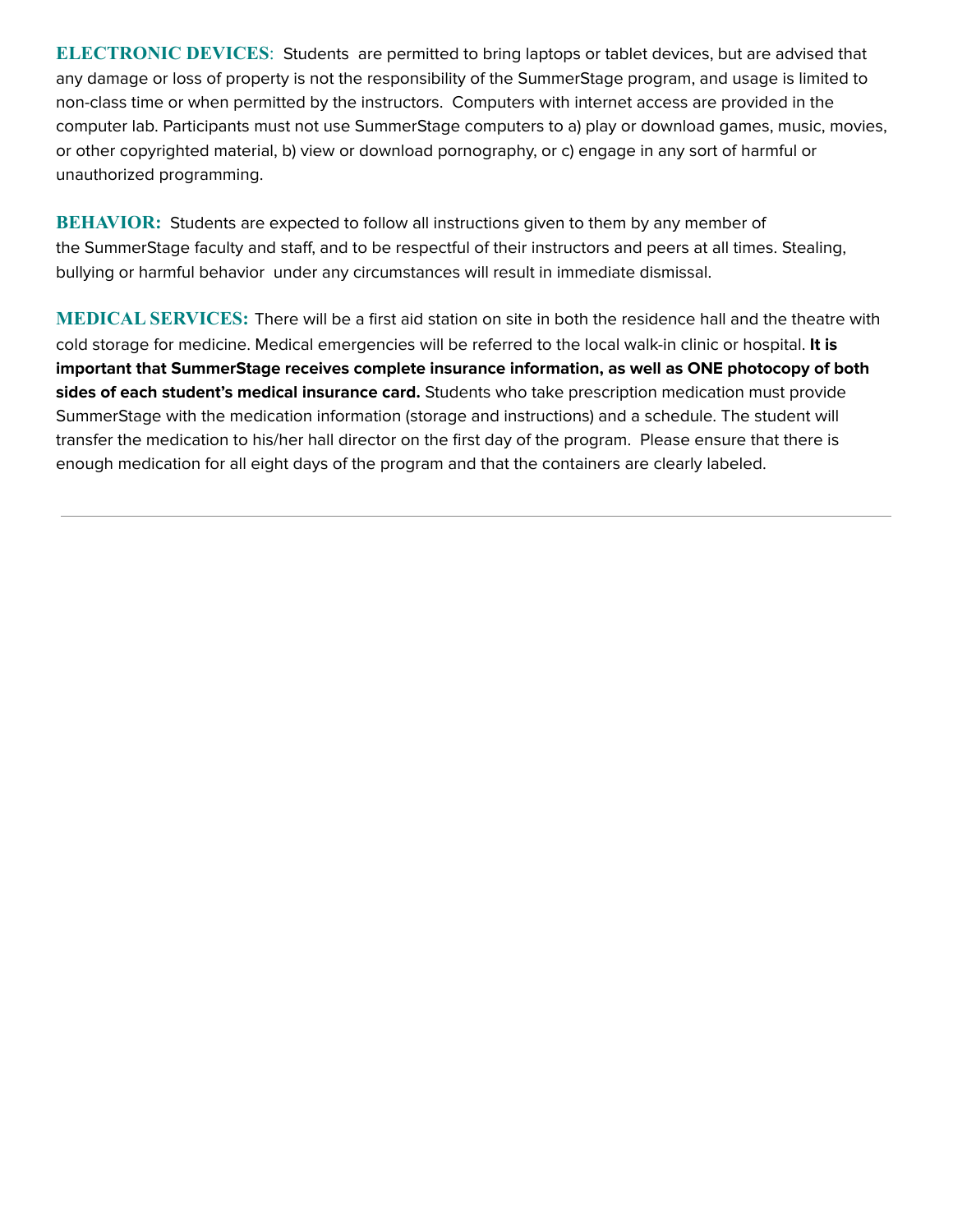**ELECTRONIC DEVICES**: Students are permitted to bring laptops or tablet devices, but are advised that any damage or loss of property is not the responsibility of the SummerStage program, and usage is limited to non-class time or when permitted by the instructors. Computers with internet access are provided in the computer lab. Participants must not use SummerStage computers to a) play or download games, music, movies, or other copyrighted material, b) view or download pornography, or c) engage in any sort of harmful or unauthorized programming.

**BEHAVIOR:** Students are expected to follow all instructions given to them by any member of the SummerStage faculty and staff, and to be respectful of their instructors and peers at all times. Stealing, bullying or harmful behavior under any circumstances will result in immediate dismissal.

**MEDICAL SERVICES:** There will be a first aid station on site in both the residence hall and the theatre with cold storage for medicine. Medical emergencies will be referred to the local walk-in clinic or hospital. **It is important that SummerStage receives complete insurance information, as well as ONE photocopy of both sides of each student's medical insurance card.** Students who take prescription medication must provide SummerStage with the medication information (storage and instructions) and a schedule. The student will transfer the medication to his/her hall director on the first day of the program. Please ensure that there is enough medication for all eight days of the program and that the containers are clearly labeled.

---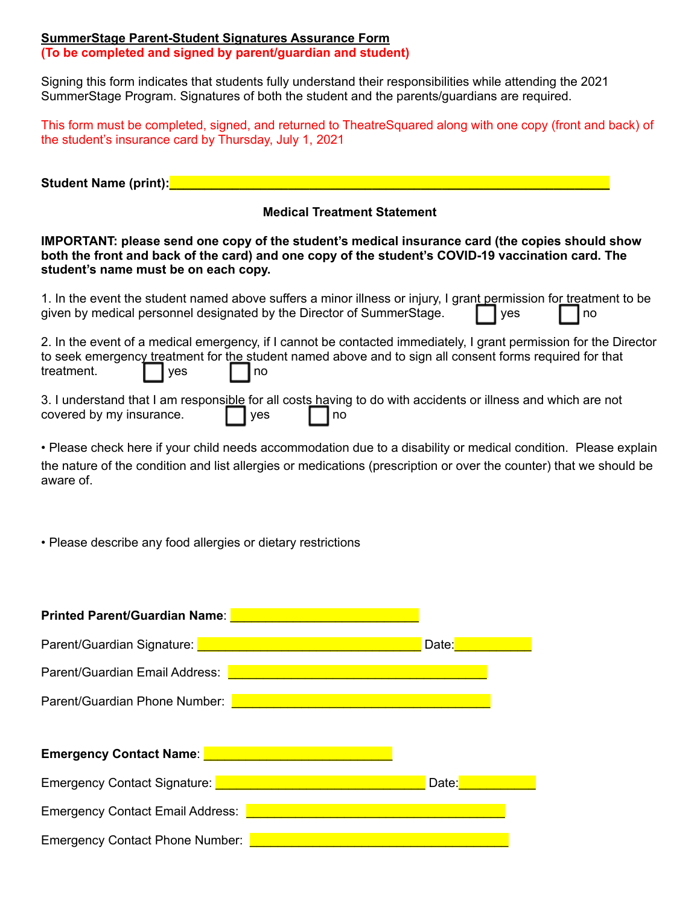**SummerStage Parent-Student Signatures Assurance Form**
**(To be completed and signed by parent/guardian and student)**

Signing this form indicates that students fully understand their responsibilities while attending the 2021 SummerStage Program. Signatures of both the student and the parents/guardians are required.

This form must be completed, signed, and returned to TheatreSquared along with one copy (front and back) of the student's insurance card by Thursday, July 1, 2021

**Student Name (print):**______________________________________________________

**Medical Treatment Statement**

**IMPORTANT: please send one copy of the student's medical insurance card (the copies should show both the front and back of the card) and one copy of the student's COVID-19 vaccination card. The student's name must be on each copy.**

1. In the event the student named above suffers a minor illness or injury, I grant permission for treatment to be given by medical personnel designated by the Director of SummerStage. ☐ yes ☐ no

2. In the event of a medical emergency, if I cannot be contacted immediately, I grant permission for the Director to seek emergency treatment for the student named above and to sign all consent forms required for that treatment. ☐ yes ☐ no

3. I understand that I am responsible for all costs having to do with accidents or illness and which are not covered by my insurance. ☐ yes ☐ no

• Please check here if your child needs accommodation due to a disability or medical condition. Please explain the nature of the condition and list allergies or medications (prescription or over the counter) that we should be aware of.

• Please describe any food allergies or dietary restrictions

**Printed Parent/Guardian Name**: ____________________________

Parent/Guardian Signature: ________________________________ Date:__________

Parent/Guardian Email Address: ______________________________________

Parent/Guardian Phone Number: ______________________________________

**Emergency Contact Name**: ____________________________

Emergency Contact Signature: _______________________________ Date:__________

Emergency Contact Email Address: ______________________________________

Emergency Contact Phone Number: ______________________________________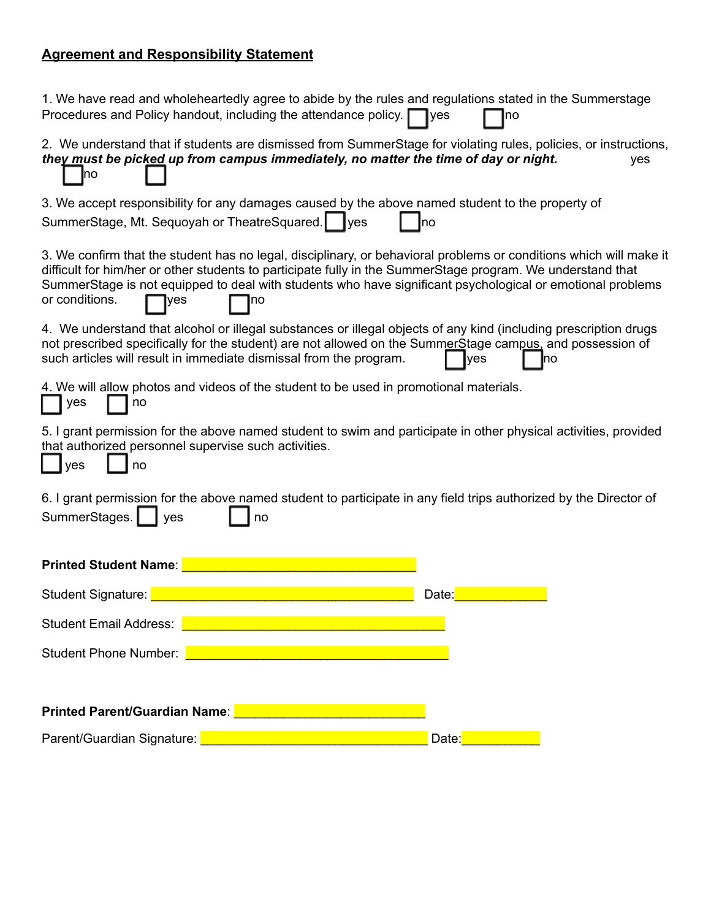**Agreement and Responsibility Statement**

1. We have read and wholeheartedly agree to abide by the rules and regulations stated in the Summerstage Procedures and Policy handout, including the attendance policy. ☐ yes ☐ no

2. We understand that if students are dismissed from SummerStage for violating rules, policies, or instructions, ***they must be picked up from campus immediately, no matter the time of day or night.*** ☐ yes ☐ no

3. We accept responsibility for any damages caused by the above named student to the property of SummerStage, Mt. Sequoyah or TheatreSquared. ☐ yes ☐ no

3. We confirm that the student has no legal, disciplinary, or behavioral problems or conditions which will make it difficult for him/her or other students to participate fully in the SummerStage program. We understand that SummerStage is not equipped to deal with students who have significant psychological or emotional problems or conditions. ☐ yes ☐ no

4. We understand that alcohol or illegal substances or illegal objects of any kind (including prescription drugs not prescribed specifically for the student) are not allowed on the SummerStage campus, and possession of such articles will result in immediate dismissal from the program. ☐ yes ☐ no

4. We will allow photos and videos of the student to be used in promotional materials.
☐ yes ☐ no

5. I grant permission for the above named student to swim and participate in other physical activities, provided that authorized personnel supervise such activities.
☐ yes ☐ no

6. I grant permission for the above named student to participate in any field trips authorized by the Director of SummerStages. ☐ yes ☐ no

**Printed Student Name**: ______________________________

Student Signature: ______________________________ Date: __________

Student Email Address: ______________________________

Student Phone Number: ______________________________

**Printed Parent/Guardian Name**: ______________________________

Parent/Guardian Signature: ______________________________ Date: __________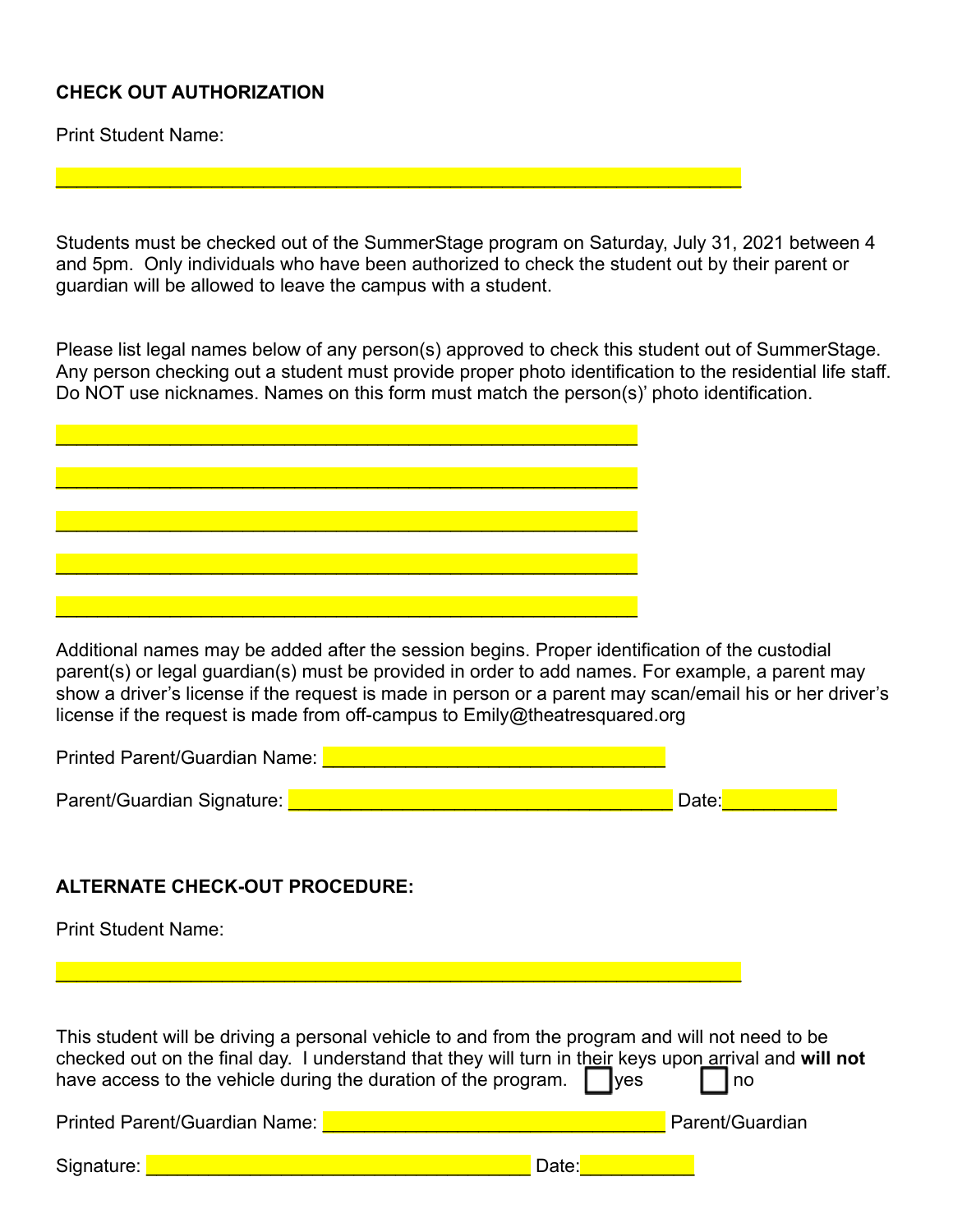**CHECK OUT AUTHORIZATION**

Print Student Name:

_______________________________________________________________

Students must be checked out of the SummerStage program on Saturday, July 31, 2021 between 4 and 5pm. Only individuals who have been authorized to check the student out by their parent or guardian will be allowed to leave the campus with a student.

Please list legal names below of any person(s) approved to check this student out of SummerStage. Any person checking out a student must provide proper photo identification to the residential life staff. Do NOT use nicknames. Names on this form must match the person(s)' photo identification.

_____________________________________________________

_____________________________________________________

_____________________________________________________

_____________________________________________________

_____________________________________________________

Additional names may be added after the session begins. Proper identification of the custodial parent(s) or legal guardian(s) must be provided in order to add names. For example, a parent may show a driver's license if the request is made in person or a parent may scan/email his or her driver's license if the request is made from off-campus to Emily@theatresquared.org

Printed Parent/Guardian Name: ________________________________

Parent/Guardian Signature: ____________________________________ Date:__________

**ALTERNATE CHECK-OUT PROCEDURE:**

Print Student Name:

_______________________________________________________________

This student will be driving a personal vehicle to and from the program and will not need to be checked out on the final day. I understand that they will turn in their keys upon arrival and **will not** have access to the vehicle during the duration of the program. ☐ yes ☐ no

Printed Parent/Guardian Name: ________________________________ Parent/Guardian

Signature: ____________________________________ Date:__________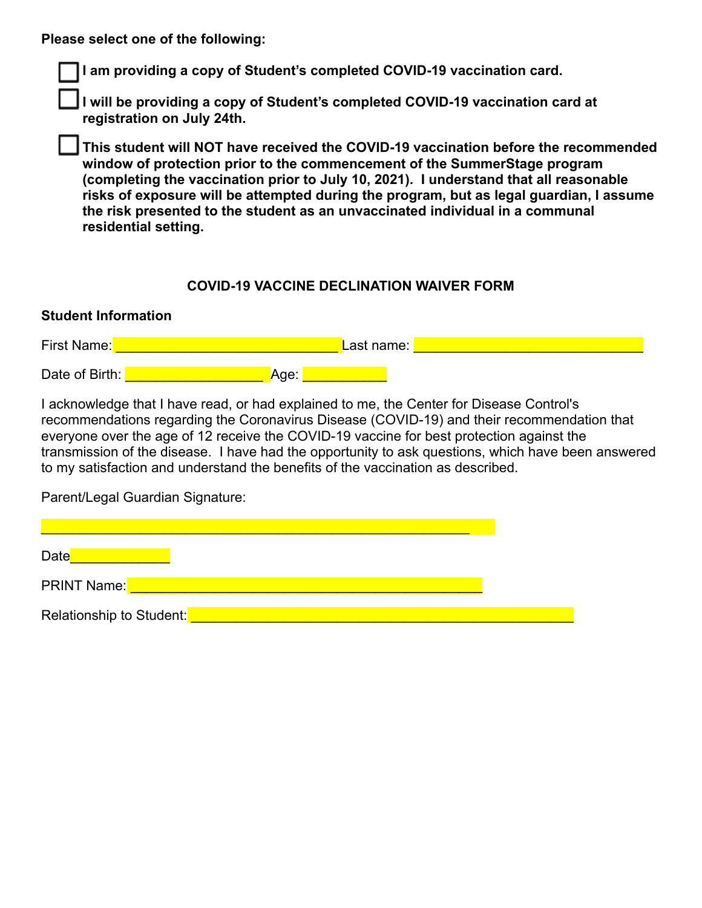**Please select one of the following:**

- ☐ **I am providing a copy of Student's completed COVID-19 vaccination card.**
- ☐ **I will be providing a copy of Student's completed COVID-19 vaccination card at registration on July 24th.**
- ☐ **This student will NOT have received the COVID-19 vaccination before the recommended window of protection prior to the commencement of the SummerStage program (completing the vaccination prior to July 10, 2021). I understand that all reasonable risks of exposure will be attempted during the program, but as legal guardian, I assume the risk presented to the student as an unvaccinated individual in a communal residential setting.**

**COVID-19 VACCINE DECLINATION WAIVER FORM**

**Student Information**

First Name: ______________________________ Last name: ______________________________

Date of Birth: __________________ Age: ___________

I acknowledge that I have read, or had explained to me, the Center for Disease Control's recommendations regarding the Coronavirus Disease (COVID-19) and their recommendation that everyone over the age of 12 receive the COVID-19 vaccine for best protection against the transmission of the disease. I have had the opportunity to ask questions, which have been answered to my satisfaction and understand the benefits of the vaccination as described.

Parent/Legal Guardian Signature:

_________________________________________________________

Date_____________

PRINT Name: _______________________________________________

Relationship to Student: ___________________________________________________